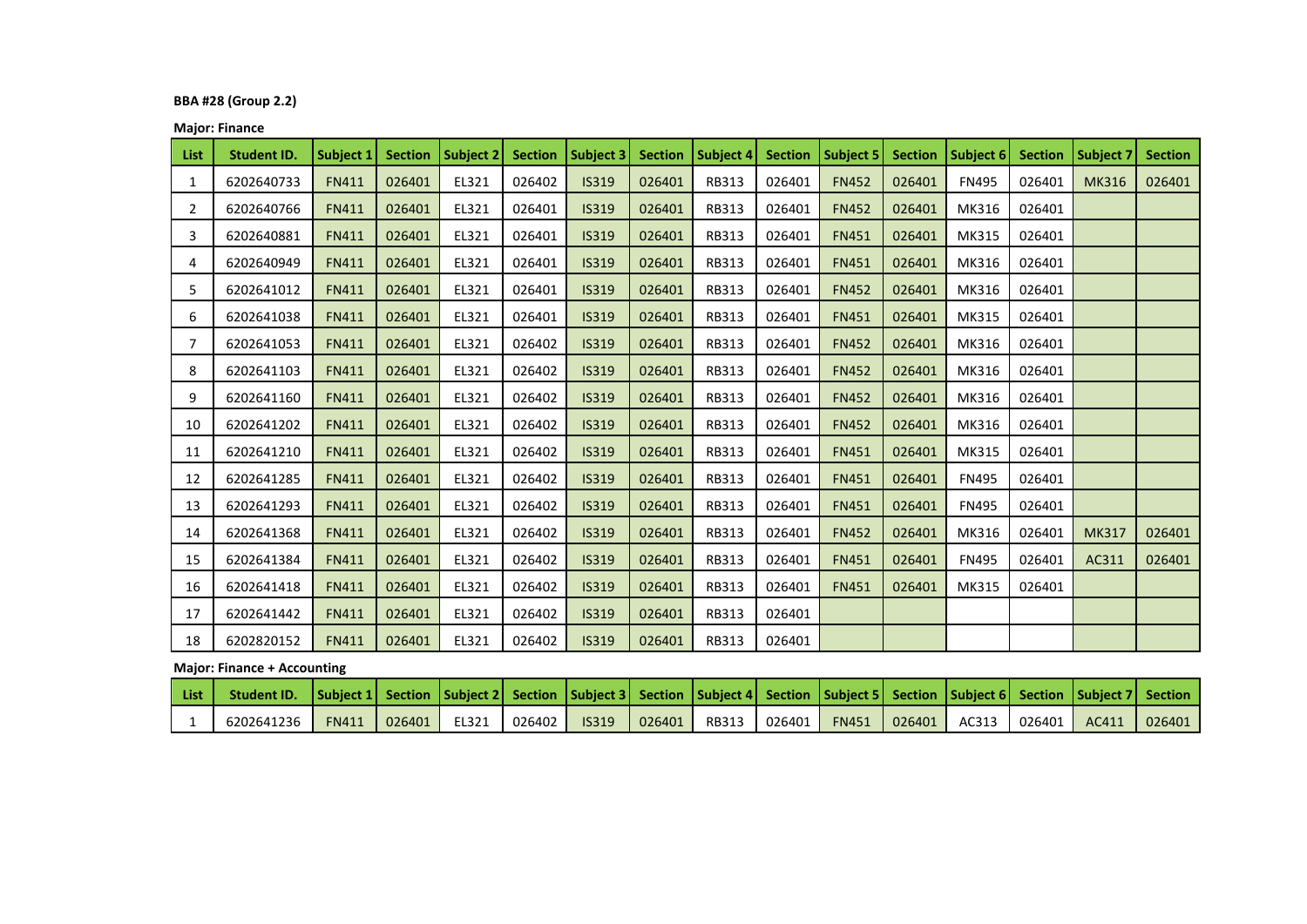**BBA #28 (Group 2.2)**

**Major: Finance**

| List | Student ID. | Subject 1 | Section | Subject 2 | Section | Subject 3 | Section | Subject 4 | Section | Subject 5 | Section | Subject 6 | Section | Subject 7 | Section |
|---|---|---|---|---|---|---|---|---|---|---|---|---|---|---|---|
| 1 | 6202640733 | FN411 | 026401 | EL321 | 026402 | IS319 | 026401 | RB313 | 026401 | FN452 | 026401 | FN495 | 026401 | MK316 | 026401 |
| 2 | 6202640766 | FN411 | 026401 | EL321 | 026401 | IS319 | 026401 | RB313 | 026401 | FN452 | 026401 | MK316 | 026401 | | |
| 3 | 6202640881 | FN411 | 026401 | EL321 | 026401 | IS319 | 026401 | RB313 | 026401 | FN451 | 026401 | MK315 | 026401 | | |
| 4 | 6202640949 | FN411 | 026401 | EL321 | 026401 | IS319 | 026401 | RB313 | 026401 | FN451 | 026401 | MK316 | 026401 | | |
| 5 | 6202641012 | FN411 | 026401 | EL321 | 026401 | IS319 | 026401 | RB313 | 026401 | FN452 | 026401 | MK316 | 026401 | | |
| 6 | 6202641038 | FN411 | 026401 | EL321 | 026401 | IS319 | 026401 | RB313 | 026401 | FN451 | 026401 | MK315 | 026401 | | |
| 7 | 6202641053 | FN411 | 026401 | EL321 | 026402 | IS319 | 026401 | RB313 | 026401 | FN452 | 026401 | MK316 | 026401 | | |
| 8 | 6202641103 | FN411 | 026401 | EL321 | 026402 | IS319 | 026401 | RB313 | 026401 | FN452 | 026401 | MK316 | 026401 | | |
| 9 | 6202641160 | FN411 | 026401 | EL321 | 026402 | IS319 | 026401 | RB313 | 026401 | FN452 | 026401 | MK316 | 026401 | | |
| 10 | 6202641202 | FN411 | 026401 | EL321 | 026402 | IS319 | 026401 | RB313 | 026401 | FN452 | 026401 | MK316 | 026401 | | |
| 11 | 6202641210 | FN411 | 026401 | EL321 | 026402 | IS319 | 026401 | RB313 | 026401 | FN451 | 026401 | MK315 | 026401 | | |
| 12 | 6202641285 | FN411 | 026401 | EL321 | 026402 | IS319 | 026401 | RB313 | 026401 | FN451 | 026401 | FN495 | 026401 | | |
| 13 | 6202641293 | FN411 | 026401 | EL321 | 026402 | IS319 | 026401 | RB313 | 026401 | FN451 | 026401 | FN495 | 026401 | | |
| 14 | 6202641368 | FN411 | 026401 | EL321 | 026402 | IS319 | 026401 | RB313 | 026401 | FN452 | 026401 | MK316 | 026401 | MK317 | 026401 |
| 15 | 6202641384 | FN411 | 026401 | EL321 | 026402 | IS319 | 026401 | RB313 | 026401 | FN451 | 026401 | FN495 | 026401 | AC311 | 026401 |
| 16 | 6202641418 | FN411 | 026401 | EL321 | 026402 | IS319 | 026401 | RB313 | 026401 | FN451 | 026401 | MK315 | 026401 | | |
| 17 | 6202641442 | FN411 | 026401 | EL321 | 026402 | IS319 | 026401 | RB313 | 026401 | | | | | | |
| 18 | 6202820152 | FN411 | 026401 | EL321 | 026402 | IS319 | 026401 | RB313 | 026401 | | | | | | |

**Major: Finance + Accounting**

| List | Student ID. | Subject 1 | Section | Subject 2 | Section | Subject 3 | Section | Subject 4 | Section | Subject 5 | Section | Subject 6 | Section | Subject 7 | Section |
|---|---|---|---|---|---|---|---|---|---|---|---|---|---|---|---|
| 1 | 6202641236 | FN411 | 026401 | EL321 | 026402 | IS319 | 026401 | RB313 | 026401 | FN451 | 026401 | AC313 | 026401 | AC411 | 026401 |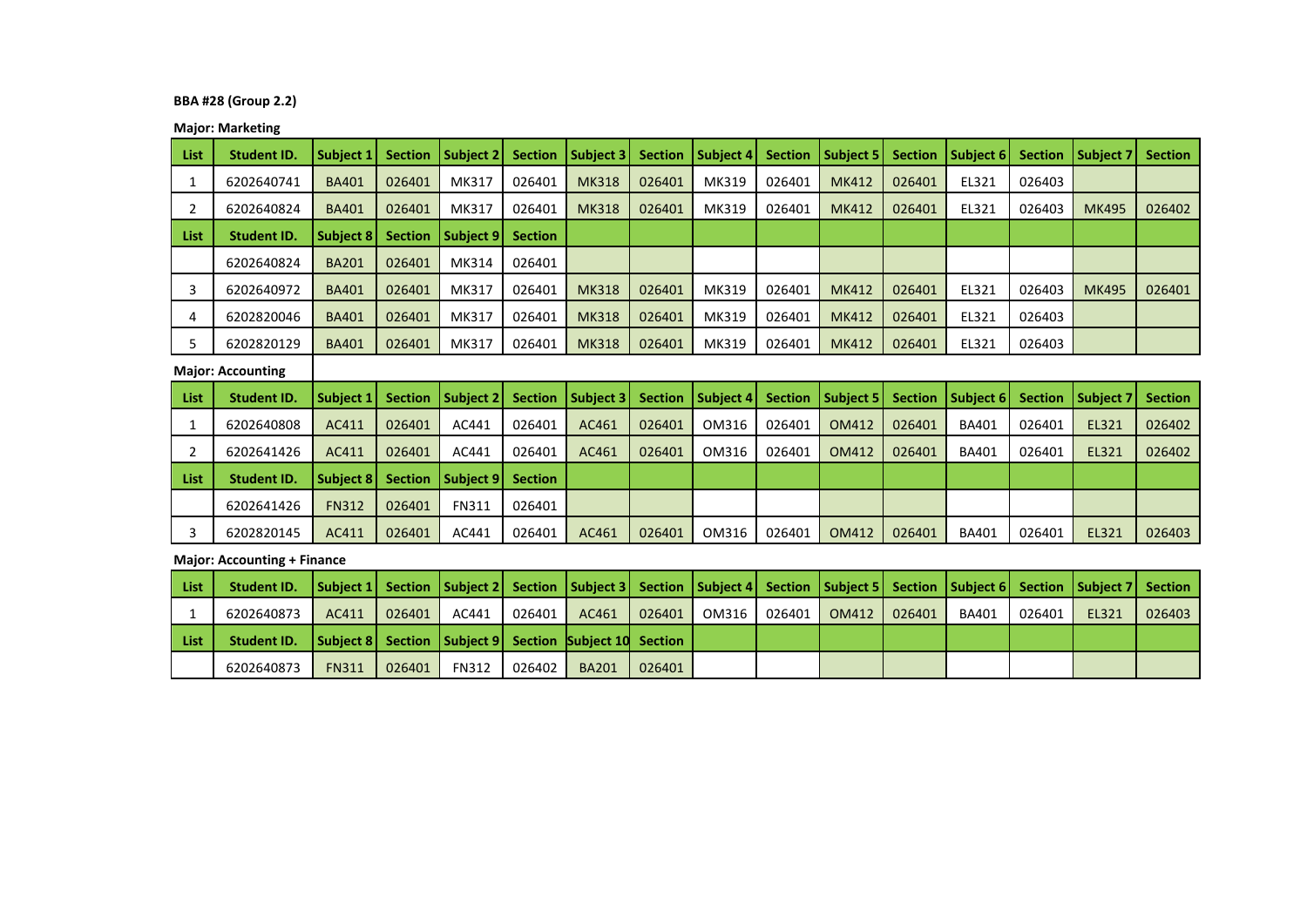**BBA #28 (Group 2.2)**

**Major: Marketing**

| List | Student ID. | Subject 1 | Section | Subject 2 | Section | Subject 3 | Section | Subject 4 | Section | Subject 5 | Section | Subject 6 | Section | Subject 7 | Section |
|---|---|---|---|---|---|---|---|---|---|---|---|---|---|---|---|
| 1 | 6202640741 | BA401 | 026401 | MK317 | 026401 | MK318 | 026401 | MK319 | 026401 | MK412 | 026401 | EL321 | 026403 | | |
| 2 | 6202640824 | BA401 | 026401 | MK317 | 026401 | MK318 | 026401 | MK319 | 026401 | MK412 | 026401 | EL321 | 026403 | MK495 | 026402 |
| List | Student ID. | Subject 8 | Section | Subject 9 | Section | | | | | | | | | | |
| | 6202640824 | BA201 | 026401 | MK314 | 026401 | | | | | | | | | | |
| 3 | 6202640972 | BA401 | 026401 | MK317 | 026401 | MK318 | 026401 | MK319 | 026401 | MK412 | 026401 | EL321 | 026403 | MK495 | 026401 |
| 4 | 6202820046 | BA401 | 026401 | MK317 | 026401 | MK318 | 026401 | MK319 | 026401 | MK412 | 026401 | EL321 | 026403 | | |
| 5 | 6202820129 | BA401 | 026401 | MK317 | 026401 | MK318 | 026401 | MK319 | 026401 | MK412 | 026401 | EL321 | 026403 | | |

**Major: Accounting**

| List | Student ID. | Subject 1 | Section | Subject 2 | Section | Subject 3 | Section | Subject 4 | Section | Subject 5 | Section | Subject 6 | Section | Subject 7 | Section |
|---|---|---|---|---|---|---|---|---|---|---|---|---|---|---|---|
| 1 | 6202640808 | AC411 | 026401 | AC441 | 026401 | AC461 | 026401 | OM316 | 026401 | OM412 | 026401 | BA401 | 026401 | EL321 | 026402 |
| 2 | 6202641426 | AC411 | 026401 | AC441 | 026401 | AC461 | 026401 | OM316 | 026401 | OM412 | 026401 | BA401 | 026401 | EL321 | 026402 |
| List | Student ID. | Subject 8 | Section | Subject 9 | Section | | | | | | | | | | |
| | 6202641426 | FN312 | 026401 | FN311 | 026401 | | | | | | | | | | |
| 3 | 6202820145 | AC411 | 026401 | AC441 | 026401 | AC461 | 026401 | OM316 | 026401 | OM412 | 026401 | BA401 | 026401 | EL321 | 026403 |

**Major: Accounting + Finance**

| List | Student ID. | Subject 1 | Section | Subject 2 | Section | Subject 3 | Section | Subject 4 | Section | Subject 5 | Section | Subject 6 | Section | Subject 7 | Section |
|---|---|---|---|---|---|---|---|---|---|---|---|---|---|---|---|
| 1 | 6202640873 | AC411 | 026401 | AC441 | 026401 | AC461 | 026401 | OM316 | 026401 | OM412 | 026401 | BA401 | 026401 | EL321 | 026403 |
| List | Student ID. | Subject 8 | Section | Subject 9 | Section | Subject 10 | Section | | | | | | | | |
| | 6202640873 | FN311 | 026401 | FN312 | 026402 | BA201 | 026401 | | | | | | | | |